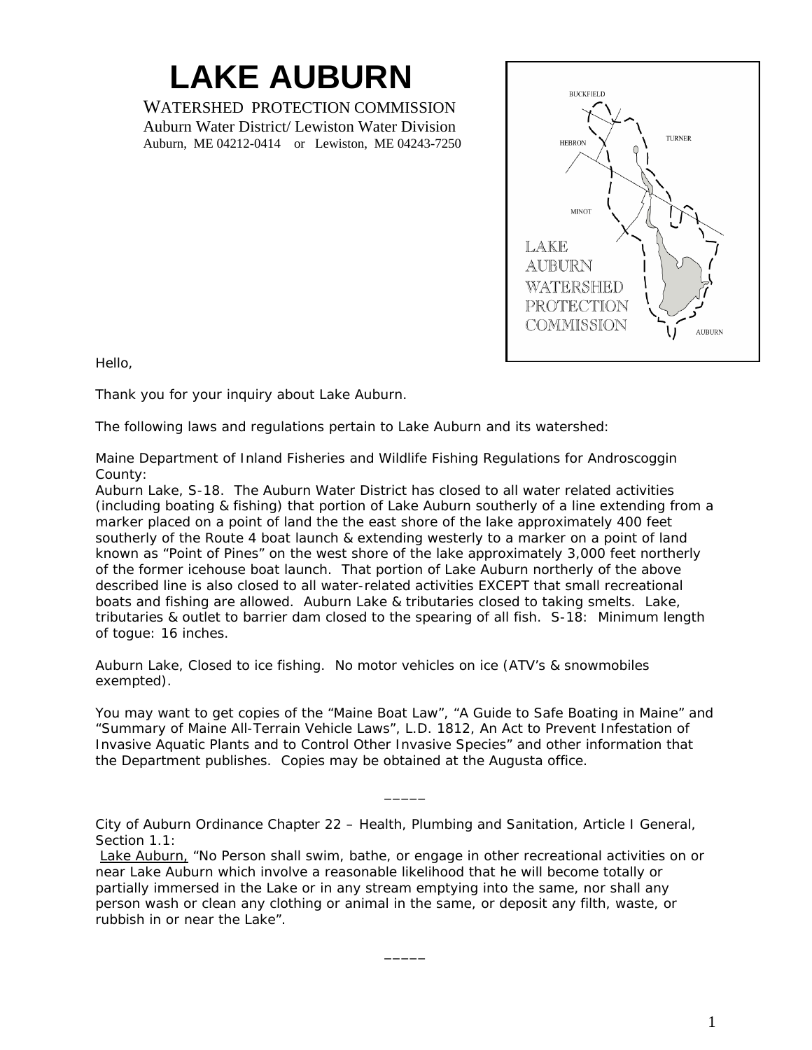# LAKE AUBURN

WATERSHED PROTECTION COMMISSION
Auburn Water District/ Lewiston Water Division
Auburn, ME 04212-0414 or Lewiston, ME 04243-7250

Hello,

Thank you for your inquiry about Lake Auburn.

The following laws and regulations pertain to Lake Auburn and its watershed:

Maine Department of Inland Fisheries and Wildlife Fishing Regulations for Androscoggin County:
Auburn Lake, S-18. The Auburn Water District has closed to all water related activities (including boating & fishing) that portion of Lake Auburn southerly of a line extending from a marker placed on a point of land the the east shore of the lake approximately 400 feet southerly of the Route 4 boat launch & extending westerly to a marker on a point of land known as "Point of Pines" on the west shore of the lake approximately 3,000 feet northerly of the former icehouse boat launch. That portion of Lake Auburn northerly of the above described line is also closed to all water-related activities EXCEPT that small recreational boats and fishing are allowed. Auburn Lake & tributaries closed to taking smelts. Lake, tributaries & outlet to barrier dam closed to the spearing of all fish. S-18: Minimum length of togue: 16 inches.

Auburn Lake, Closed to ice fishing. No motor vehicles on ice (ATV's & snowmobiles exempted).

You may want to get copies of the "Maine Boat Law", "A Guide to Safe Boating in Maine" and "Summary of Maine All-Terrain Vehicle Laws", L.D. 1812, An Act to Prevent Infestation of Invasive Aquatic Plants and to Control Other Invasive Species" and other information that the Department publishes. Copies may be obtained at the Augusta office.

_____

City of Auburn Ordinance Chapter 22 – Health, Plumbing and Sanitation, Article I General, Section 1.1:
Lake Auburn, "No Person shall swim, bathe, or engage in other recreational activities on or near Lake Auburn which involve a reasonable likelihood that he will become totally or partially immersed in the Lake or in any stream emptying into the same, nor shall any person wash or clean any clothing or animal in the same, or deposit any filth, waste, or rubbish in or near the Lake".

_____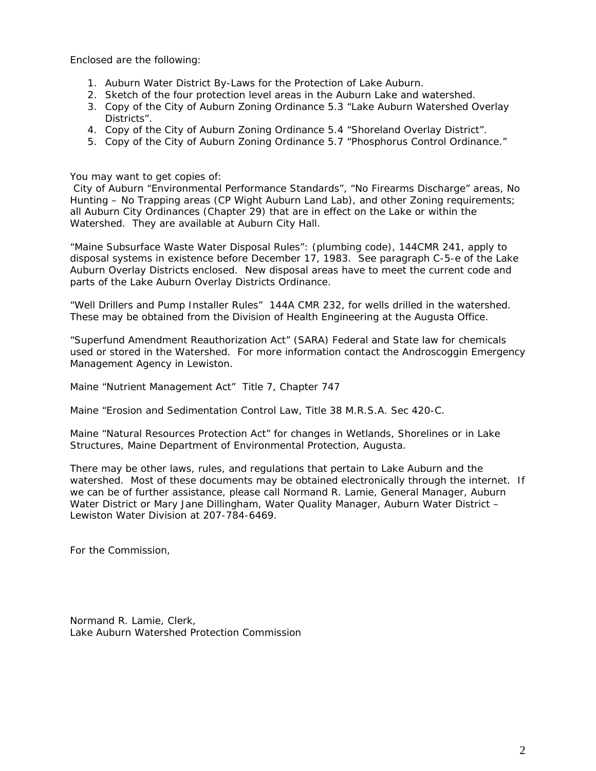Enclosed are the following:

1. Auburn Water District By-Laws for the Protection of Lake Auburn.
2. Sketch of the four protection level areas in the Auburn Lake and watershed.
3. Copy of the City of Auburn Zoning Ordinance 5.3 “Lake Auburn Watershed Overlay Districts”.
4. Copy of the City of Auburn Zoning Ordinance 5.4 “Shoreland Overlay District”.
5. Copy of the City of Auburn Zoning Ordinance 5.7 “Phosphorus Control Ordinance.”

You may want to get copies of:
City of Auburn “Environmental Performance Standards”, “No Firearms Discharge” areas, No Hunting – No Trapping areas (CP Wight Auburn Land Lab), and other Zoning requirements; all Auburn City Ordinances (Chapter 29) that are in effect on the Lake or within the Watershed. They are available at Auburn City Hall.

“Maine Subsurface Waste Water Disposal Rules”: (plumbing code), 144CMR 241, apply to disposal systems in existence before December 17, 1983. See paragraph C-5-e of the Lake Auburn Overlay Districts enclosed. New disposal areas have to meet the current code and parts of the Lake Auburn Overlay Districts Ordinance.

“Well Drillers and Pump Installer Rules” 144A CMR 232, for wells drilled in the watershed. These may be obtained from the Division of Health Engineering at the Augusta Office.

“Superfund Amendment Reauthorization Act” (SARA) Federal and State law for chemicals used or stored in the Watershed. For more information contact the Androscoggin Emergency Management Agency in Lewiston.

Maine “Nutrient Management Act” Title 7, Chapter 747

Maine “Erosion and Sedimentation Control Law, Title 38 M.R.S.A. Sec 420-C.

Maine “Natural Resources Protection Act” for changes in Wetlands, Shorelines or in Lake Structures, Maine Department of Environmental Protection, Augusta.

There may be other laws, rules, and regulations that pertain to Lake Auburn and the watershed. Most of these documents may be obtained electronically through the internet. If we can be of further assistance, please call Normand R. Lamie, General Manager, Auburn Water District or Mary Jane Dillingham, Water Quality Manager, Auburn Water District – Lewiston Water Division at 207-784-6469.

For the Commission,

Normand R. Lamie, Clerk,
Lake Auburn Watershed Protection Commission